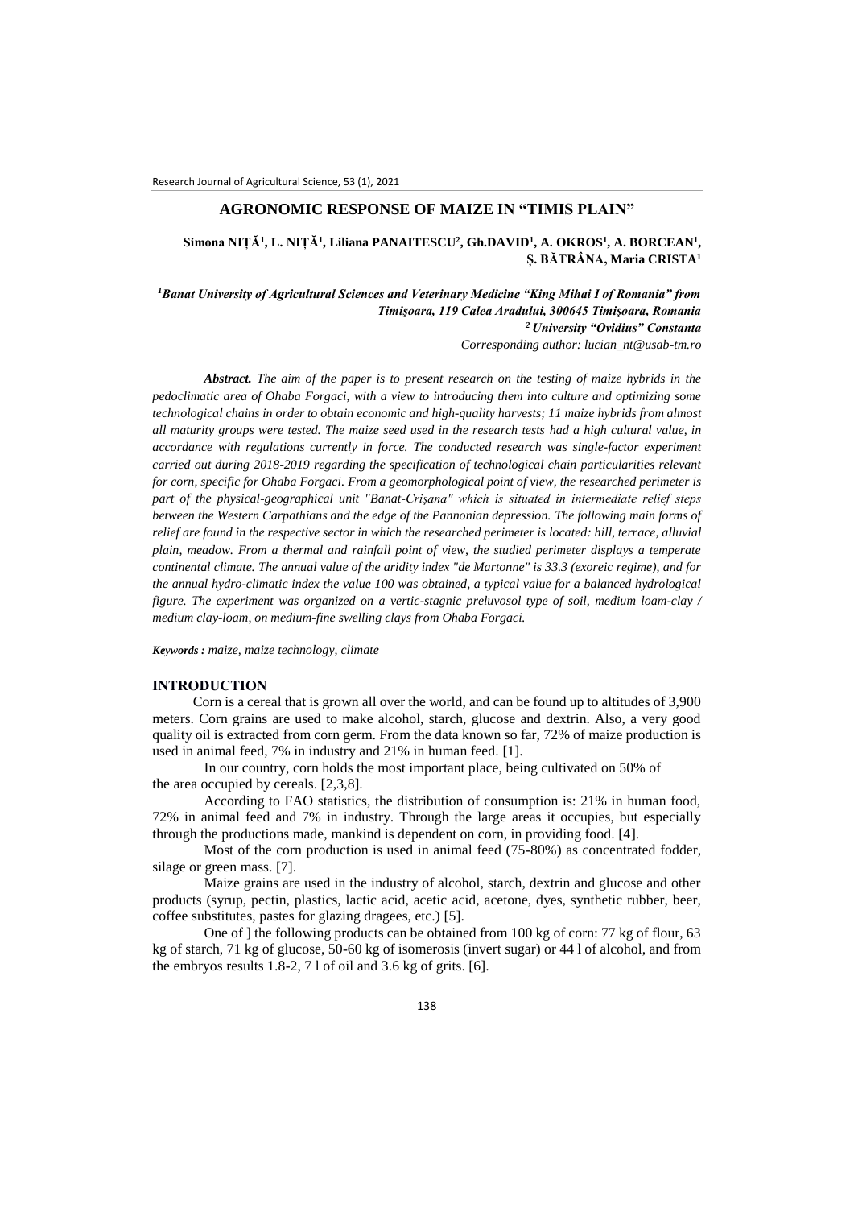# AGRONOMIC RESPONSE OF MAIZE IN "TIMIS PLAIN"

**Simona NIȚĂ[1], L. NIȚĂ[1], Liliana PANAITESCU[2], Gh.DAVID[1], A. OKROS[1], A. BORCEAN[1], Ș. BĂTRÂNA, Maria CRISTA[1]**

*[1]Banat University of Agricultural Sciences and Veterinary Medicine "King Mihai I of Romania" from Timişoara, 119 Calea Aradului, 300645 Timişoara, Romania*
*[2] University "Ovidius" Constanta*
*Corresponding author: lucian_nt@usab-tm.ro*

***Abstract.*** *The aim of the paper is to present research on the testing of maize hybrids in the pedoclimatic area of Ohaba Forgaci, with a view to introducing them into culture and optimizing some technological chains in order to obtain economic and high-quality harvests; 11 maize hybrids from almost all maturity groups were tested. The maize seed used in the research tests had a high cultural value, in accordance with regulations currently in force. The conducted research was single-factor experiment carried out during 2018-2019 regarding the specification of technological chain particularities relevant for corn, specific for Ohaba Forgaci. From a geomorphological point of view, the researched perimeter is part of the physical-geographical unit "Banat-Crişana" which is situated in intermediate relief steps between the Western Carpathians and the edge of the Pannonian depression. The following main forms of relief are found in the respective sector in which the researched perimeter is located: hill, terrace, alluvial plain, meadow. From a thermal and rainfall point of view, the studied perimeter displays a temperate continental climate. The annual value of the aridity index "de Martonne" is 33.3 (exoreic regime), and for the annual hydro-climatic index the value 100 was obtained, a typical value for a balanced hydrological figure. The experiment was organized on a vertic-stagnic preluvosol type of soil, medium loam-clay / medium clay-loam, on medium-fine swelling clays from Ohaba Forgaci.*

***Keywords :*** *maize, maize technology, climate*

## INTRODUCTION

Corn is a cereal that is grown all over the world, and can be found up to altitudes of 3,900 meters. Corn grains are used to make alcohol, starch, glucose and dextrin. Also, a very good quality oil is extracted from corn germ. From the data known so far, 72% of maize production is used in animal feed, 7% in industry and 21% in human feed. [1].

In our country, corn holds the most important place, being cultivated on 50% of the area occupied by cereals. [2,3,8].

According to FAO statistics, the distribution of consumption is: 21% in human food, 72% in animal feed and 7% in industry. Through the large areas it occupies, but especially through the productions made, mankind is dependent on corn, in providing food. [4].

Most of the corn production is used in animal feed (75-80%) as concentrated fodder, silage or green mass. [7].

Maize grains are used in the industry of alcohol, starch, dextrin and glucose and other products (syrup, pectin, plastics, lactic acid, acetic acid, acetone, dyes, synthetic rubber, beer, coffee substitutes, pastes for glazing dragees, etc.) [5].

One of ] the following products can be obtained from 100 kg of corn: 77 kg of flour, 63 kg of starch, 71 kg of glucose, 50-60 kg of isomerosis (invert sugar) or 44 l of alcohol, and from the embryos results 1.8-2, 7 l of oil and 3.6 kg of grits. [6].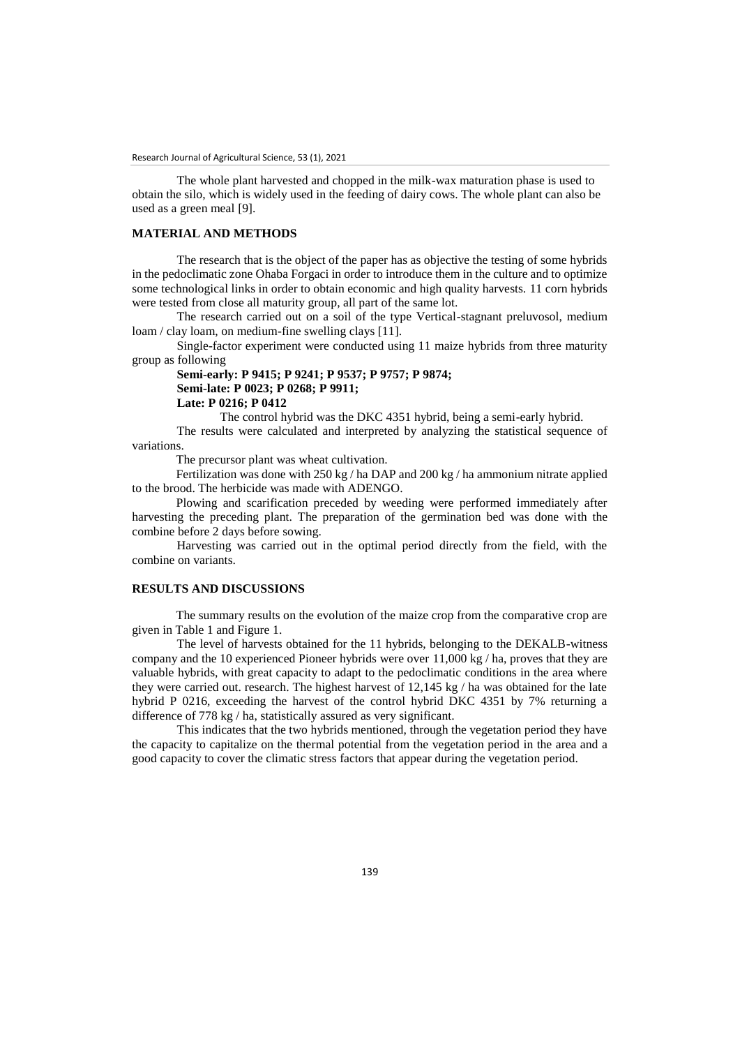The whole plant harvested and chopped in the milk-wax maturation phase is used to obtain the silo, which is widely used in the feeding of dairy cows. The whole plant can also be used as a green meal [9].

## MATERIAL AND METHODS

The research that is the object of the paper has as objective the testing of some hybrids in the pedoclimatic zone Ohaba Forgaci in order to introduce them in the culture and to optimize some technological links in order to obtain economic and high quality harvests. 11 corn hybrids were tested from close all maturity group, all part of the same lot.

The research carried out on a soil of the type Vertical-stagnant preluvosol, medium loam / clay loam, on medium-fine swelling clays [11].

Single-factor experiment were conducted using 11 maize hybrids from three maturity group as following

**Semi-early: P 9415; P 9241; P 9537; P 9757; P 9874;**
**Semi-late: P 0023; P 0268; P 9911;**
**Late: P 0216; P 0412**

The control hybrid was the DKC 4351 hybrid, being a semi-early hybrid.

The results were calculated and interpreted by analyzing the statistical sequence of variations.

The precursor plant was wheat cultivation.

Fertilization was done with 250 kg / ha DAP and 200 kg / ha ammonium nitrate applied to the brood. The herbicide was made with ADENGO.

Plowing and scarification preceded by weeding were performed immediately after harvesting the preceding plant. The preparation of the germination bed was done with the combine before 2 days before sowing.

Harvesting was carried out in the optimal period directly from the field, with the combine on variants.

## RESULTS AND DISCUSSIONS

The summary results on the evolution of the maize crop from the comparative crop are given in Table 1 and Figure 1.

The level of harvests obtained for the 11 hybrids, belonging to the DEKALB-witness company and the 10 experienced Pioneer hybrids were over 11,000 kg / ha, proves that they are valuable hybrids, with great capacity to adapt to the pedoclimatic conditions in the area where they were carried out. research. The highest harvest of 12,145 kg / ha was obtained for the late hybrid P 0216, exceeding the harvest of the control hybrid DKC 4351 by 7% returning a difference of 778 kg / ha, statistically assured as very significant.

This indicates that the two hybrids mentioned, through the vegetation period they have the capacity to capitalize on the thermal potential from the vegetation period in the area and a good capacity to cover the climatic stress factors that appear during the vegetation period.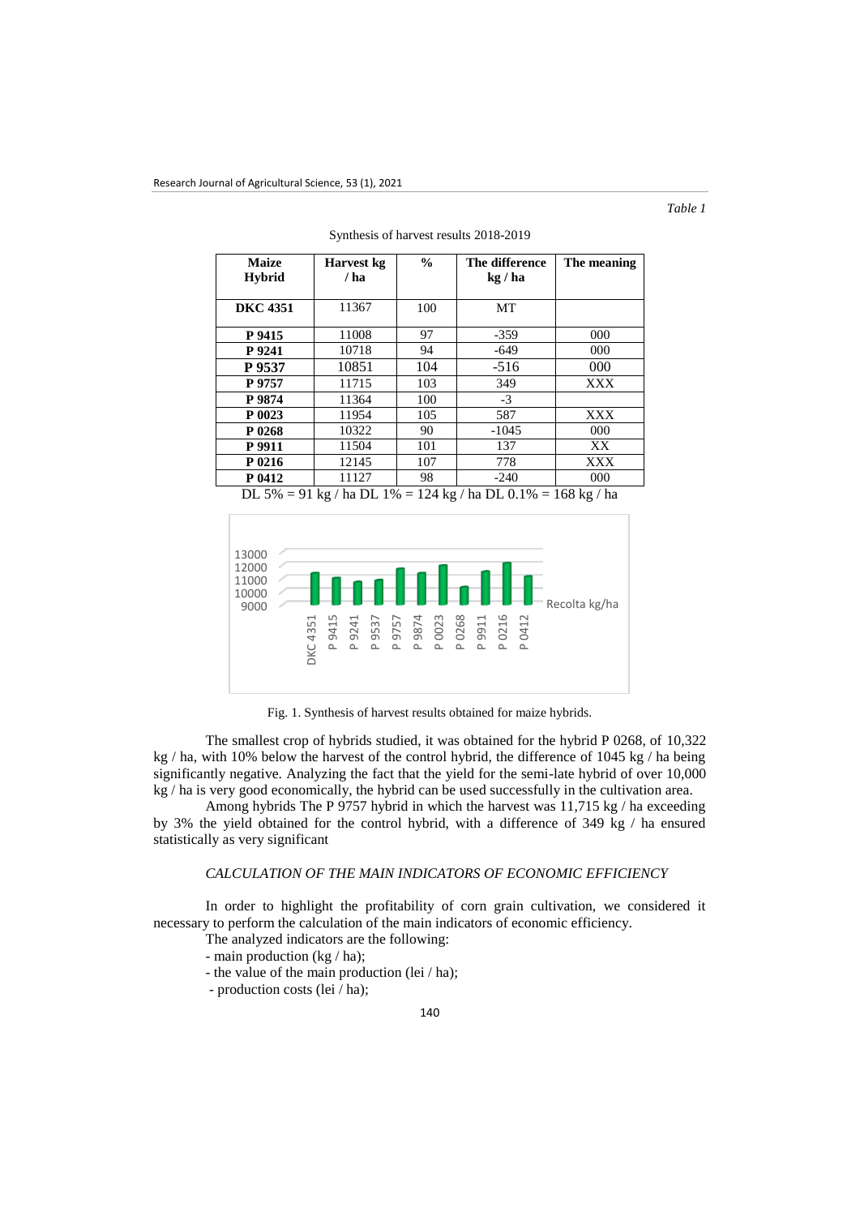*Table 1*

Synthesis of harvest results 2018-2019

| Maize Hybrid | Harvest kg / ha | % | The difference kg / ha | The meaning |
|---|---|---|---|---|
| **DKC 4351** | 11367 | 100 | MT | |
| **P 9415** | 11008 | 97 | -359 | 000 |
| **P 9241** | 10718 | 94 | -649 | 000 |
| **P 9537** | 10851 | 104 | -516 | 000 |
| **P 9757** | 11715 | 103 | 349 | XXX |
| **P 9874** | 11364 | 100 | -3 | |
| **P 0023** | 11954 | 105 | 587 | XXX |
| **P 0268** | 10322 | 90 | -1045 | 000 |
| **P 9911** | 11504 | 101 | 137 | XX |
| **P 0216** | 12145 | 107 | 778 | XXX |
| **P 0412** | 11127 | 98 | -240 | 000 |

DL 5% = 91 kg / ha DL 1% = 124 kg / ha DL 0.1% = 168 kg / ha

Fig. 1. Synthesis of harvest results obtained for maize hybrids.

The smallest crop of hybrids studied, it was obtained for the hybrid P 0268, of 10,322 kg / ha, with 10% below the harvest of the control hybrid, the difference of 1045 kg / ha being significantly negative. Analyzing the fact that the yield for the semi-late hybrid of over 10,000 kg / ha is very good economically, the hybrid can be used successfully in the cultivation area.

Among hybrids The P 9757 hybrid in which the harvest was 11,715 kg / ha exceeding by 3% the yield obtained for the control hybrid, with a difference of 349 kg / ha ensured statistically as very significant

### *CALCULATION OF THE MAIN INDICATORS OF ECONOMIC EFFICIENCY*

In order to highlight the profitability of corn grain cultivation, we considered it necessary to perform the calculation of the main indicators of economic efficiency.

The analyzed indicators are the following:

- main production (kg / ha);
- the value of the main production (lei / ha);
- production costs (lei / ha);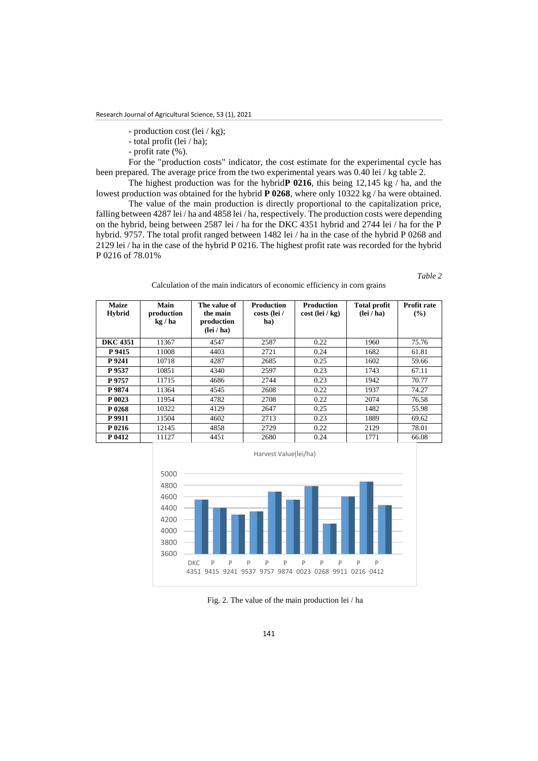- production cost (lei / kg);
- total profit (lei / ha);
- profit rate (%).

For the "production costs" indicator, the cost estimate for the experimental cycle has been prepared. The average price from the two experimental years was 0.40 lei / kg table 2.

The highest production was for the hybrid**P 0216**, this being 12,145 kg / ha, and the lowest production was obtained for the hybrid **P 0268**, where only 10322 kg / ha were obtained.

The value of the main production is directly proportional to the capitalization price, falling between 4287 lei / ha and 4858 lei / ha, respectively. The production costs were depending on the hybrid, being between 2587 lei / ha for the DKC 4351 hybrid and 2744 lei / ha for the P hybrid. 9757. The total profit ranged between 1482 lei / ha in the case of the hybrid P 0268 and 2129 lei / ha in the case of the hybrid P 0216. The highest profit rate was recorded for the hybrid P 0216 of 78.01%

*Table 2*

Calculation of the main indicators of economic efficiency in corn grains

| Maize Hybrid | Main production kg / ha | The value of the main production (lei / ha) | Production costs (lei / ha) | Production cost (lei / kg) | Total profit (lei / ha) | Profit rate (%) |
|---|---|---|---|---|---|---|
| **DKC 4351** | 11367 | 4547 | 2587 | 0.22 | 1960 | 75.76 |
| **P 9415** | 11008 | 4403 | 2721 | 0.24 | 1682 | 61.81 |
| **P 9241** | 10718 | 4287 | 2685 | 0.25 | 1602 | 59.66 |
| **P 9537** | 10851 | 4340 | 2597 | 0.23 | 1743 | 67.11 |
| **P 9757** | 11715 | 4686 | 2744 | 0.23 | 1942 | 70.77 |
| **P 9874** | 11364 | 4545 | 2608 | 0.22 | 1937 | 74.27 |
| **P 0023** | 11954 | 4782 | 2708 | 0.22 | 2074 | 76.58 |
| **P 0268** | 10322 | 4129 | 2647 | 0.25 | 1482 | 55.98 |
| **P 9911** | 11504 | 4602 | 2713 | 0.23 | 1889 | 69.62 |
| **P 0216** | 12145 | 4858 | 2729 | 0.22 | 2129 | 78.01 |
| **P 0412** | 11127 | 4451 | 2680 | 0.24 | 1771 | 66.08 |

Fig. 2. The value of the main production lei / ha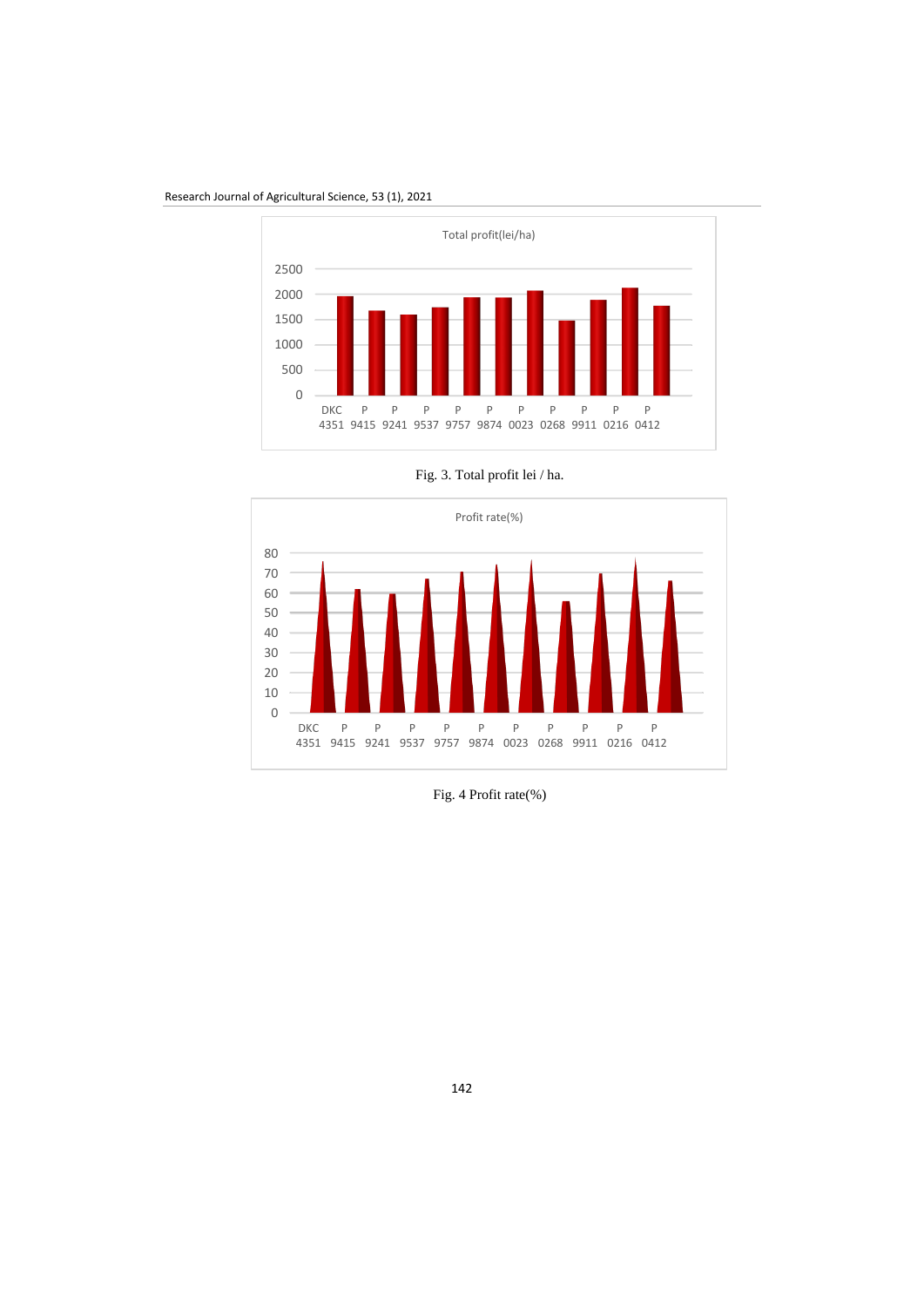Fig. 3. Total profit lei / ha.

Fig. 4 Profit rate(%)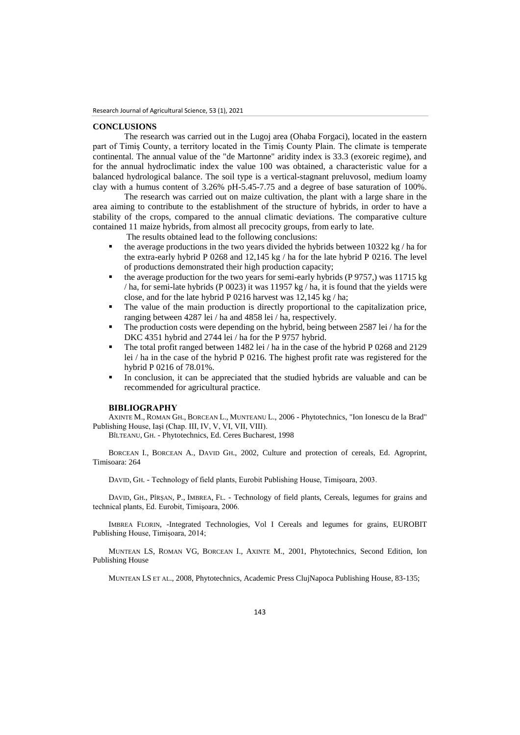## CONCLUSIONS

The research was carried out in the Lugoj area (Ohaba Forgaci), located in the eastern part of Timiş County, a territory located in the Timiş County Plain. The climate is temperate continental. The annual value of the "de Martonne" aridity index is 33.3 (exoreic regime), and for the annual hydroclimatic index the value 100 was obtained, a characteristic value for a balanced hydrological balance. The soil type is a vertical-stagnant preluvosol, medium loamy clay with a humus content of 3.26% pH-5.45-7.75 and a degree of base saturation of 100%.

The research was carried out on maize cultivation, the plant with a large share in the area aiming to contribute to the establishment of the structure of hybrids, in order to have a stability of the crops, compared to the annual climatic deviations. The comparative culture contained 11 maize hybrids, from almost all precocity groups, from early to late.

The results obtained lead to the following conclusions:

- the average productions in the two years divided the hybrids between 10322 kg / ha for the extra-early hybrid P 0268 and 12,145 kg / ha for the late hybrid P 0216. The level of productions demonstrated their high production capacity;
- the average production for the two years for semi-early hybrids (P 9757,) was 11715 kg / ha, for semi-late hybrids (P 0023) it was 11957 kg / ha, it is found that the yields were close, and for the late hybrid P 0216 harvest was 12,145 kg / ha;
- The value of the main production is directly proportional to the capitalization price, ranging between 4287 lei / ha and 4858 lei / ha, respectively.
- The production costs were depending on the hybrid, being between 2587 lei / ha for the DKC 4351 hybrid and 2744 lei / ha for the P 9757 hybrid.
- The total profit ranged between 1482 lei / ha in the case of the hybrid P 0268 and 2129 lei / ha in the case of the hybrid P 0216. The highest profit rate was registered for the hybrid P 0216 of 78.01%.
- In conclusion, it can be appreciated that the studied hybrids are valuable and can be recommended for agricultural practice.

## BIBLIOGRAPHY

AXINTE M., ROMAN GH., BORCEAN L., MUNTEANU L., 2006 - Phytotechnics, "Ion Ionescu de la Brad" Publishing House, Iaşi (Chap. III, IV, V, VI, VII, VIII).

BÎLTEANU, GH. - Phytotechnics, Ed. Ceres Bucharest, 1998

BORCEAN I., BORCEAN A., DAVID GH., 2002, Culture and protection of cereals, Ed. Agroprint, Timisoara: 264

DAVID, GH. - Technology of field plants, Eurobit Publishing House, Timişoara, 2003.

DAVID, GH., PÎRŞAN, P., IMBREA, FL. - Technology of field plants, Cereals, legumes for grains and technical plants, Ed. Eurobit, Timişoara, 2006.

IMBREA FLORIN, -Integrated Technologies, Vol I Cereals and legumes for grains, EUROBIT Publishing House, Timișoara, 2014;

MUNTEAN LS, ROMAN VG, BORCEAN I., AXINTE M., 2001, Phytotechnics, Second Edition, Ion Publishing House

MUNTEAN LS ET AL., 2008, Phytotechnics, Academic Press ClujNapoca Publishing House, 83-135;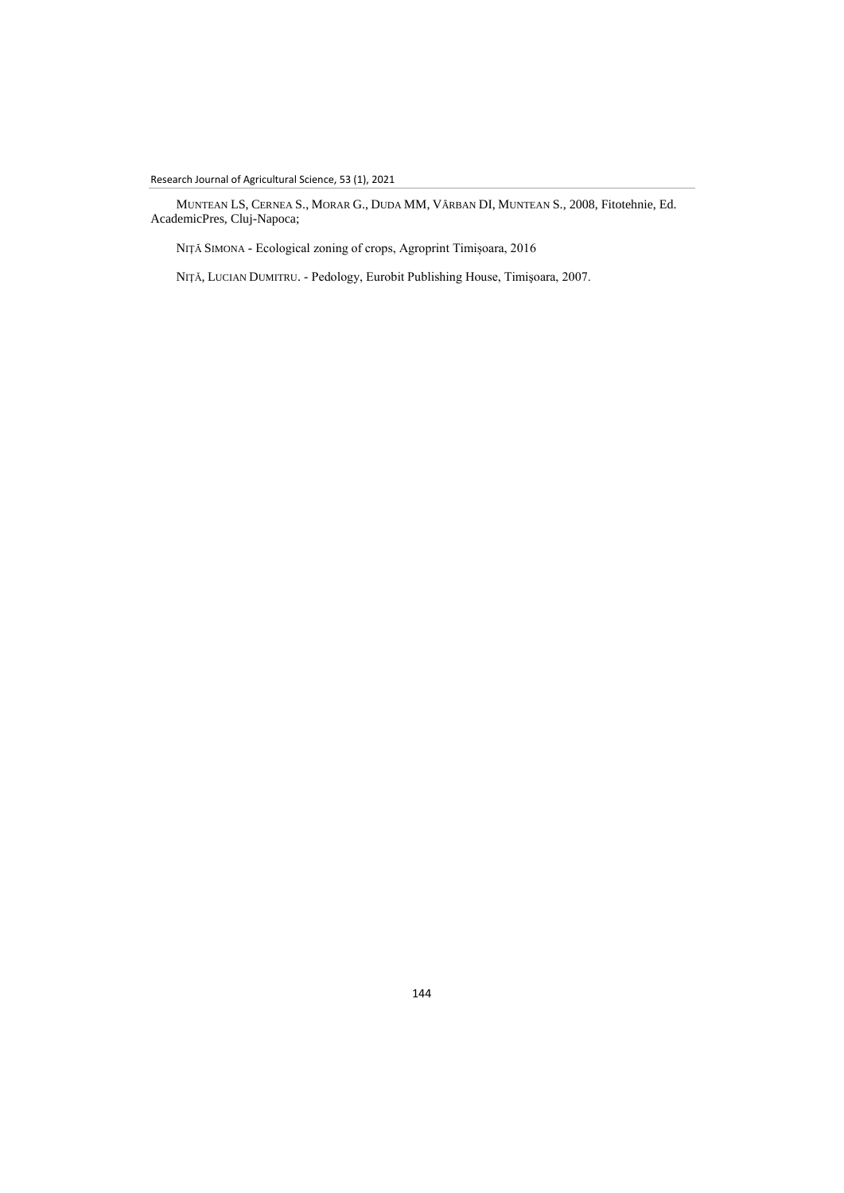MUNTEAN LS, CERNEA S., MORAR G., DUDA MM, VÂRBAN DI, MUNTEAN S., 2008, Fitotehnie, Ed. AcademicPres, Cluj-Napoca;

NIȚĂ SIMONA - Ecological zoning of crops, Agroprint Timişoara, 2016

NIȚĂ, LUCIAN DUMITRU. - Pedology, Eurobit Publishing House, Timişoara, 2007.